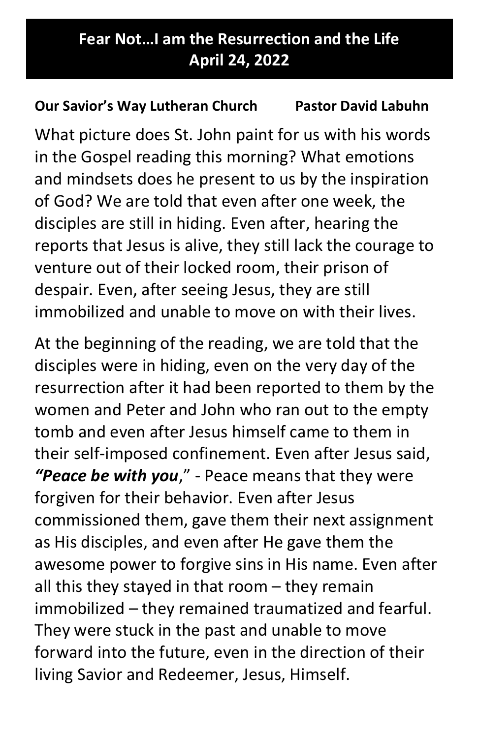# Fear Not…I am the Resurrection and the Life
## April 24, 2022

**Our Savior's Way Lutheran Church          Pastor David Labuhn**

What picture does St. John paint for us with his words in the Gospel reading this morning? What emotions and mindsets does he present to us by the inspiration of God? We are told that even after one week, the disciples are still in hiding. Even after, hearing the reports that Jesus is alive, they still lack the courage to venture out of their locked room, their prison of despair. Even, after seeing Jesus, they are still immobilized and unable to move on with their lives.

At the beginning of the reading, we are told that the disciples were in hiding, even on the very day of the resurrection after it had been reported to them by the women and Peter and John who ran out to the empty tomb and even after Jesus himself came to them in their self-imposed confinement. Even after Jesus said, ***"Peace be with you***," - Peace means that they were forgiven for their behavior. Even after Jesus commissioned them, gave them their next assignment as His disciples, and even after He gave them the awesome power to forgive sins in His name. Even after all this they stayed in that room – they remain immobilized – they remained traumatized and fearful. They were stuck in the past and unable to move forward into the future, even in the direction of their living Savior and Redeemer, Jesus, Himself.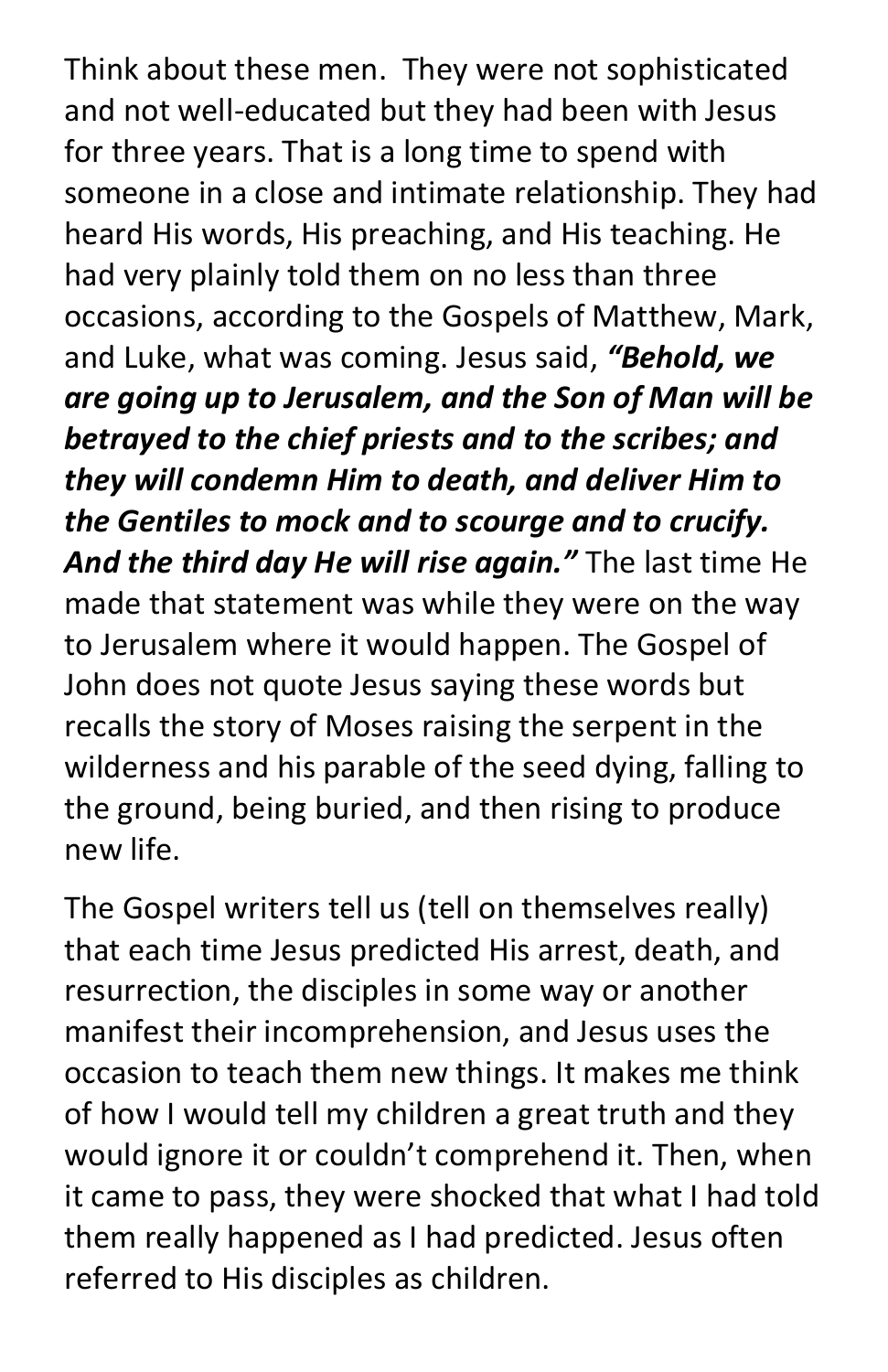Think about these men. They were not sophisticated and not well-educated but they had been with Jesus for three years. That is a long time to spend with someone in a close and intimate relationship. They had heard His words, His preaching, and His teaching. He had very plainly told them on no less than three occasions, according to the Gospels of Matthew, Mark, and Luke, what was coming. Jesus said, ***"Behold, we are going up to Jerusalem, and the Son of Man will be betrayed to the chief priests and to the scribes; and they will condemn Him to death, and deliver Him to the Gentiles to mock and to scourge and to crucify. And the third day He will rise again."*** The last time He made that statement was while they were on the way to Jerusalem where it would happen. The Gospel of John does not quote Jesus saying these words but recalls the story of Moses raising the serpent in the wilderness and his parable of the seed dying, falling to the ground, being buried, and then rising to produce new life.

The Gospel writers tell us (tell on themselves really) that each time Jesus predicted His arrest, death, and resurrection, the disciples in some way or another manifest their incomprehension, and Jesus uses the occasion to teach them new things. It makes me think of how I would tell my children a great truth and they would ignore it or couldn't comprehend it. Then, when it came to pass, they were shocked that what I had told them really happened as I had predicted. Jesus often referred to His disciples as children.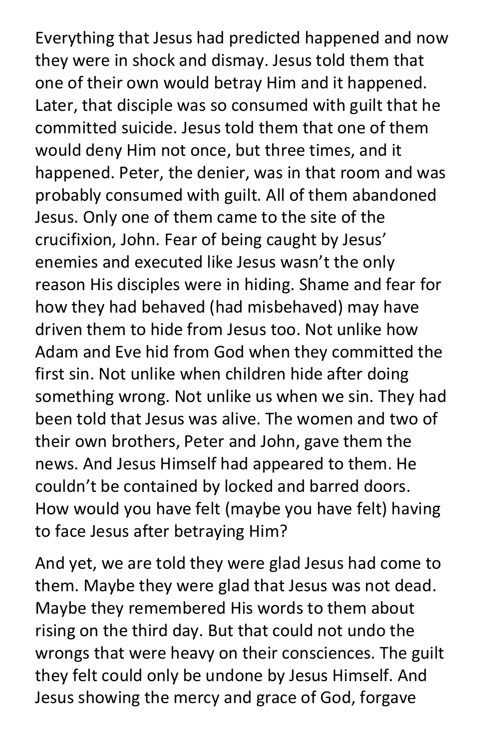Everything that Jesus had predicted happened and now they were in shock and dismay. Jesus told them that one of their own would betray Him and it happened. Later, that disciple was so consumed with guilt that he committed suicide. Jesus told them that one of them would deny Him not once, but three times, and it happened. Peter, the denier, was in that room and was probably consumed with guilt. All of them abandoned Jesus. Only one of them came to the site of the crucifixion, John. Fear of being caught by Jesus' enemies and executed like Jesus wasn't the only reason His disciples were in hiding. Shame and fear for how they had behaved (had misbehaved) may have driven them to hide from Jesus too. Not unlike how Adam and Eve hid from God when they committed the first sin. Not unlike when children hide after doing something wrong. Not unlike us when we sin. They had been told that Jesus was alive. The women and two of their own brothers, Peter and John, gave them the news. And Jesus Himself had appeared to them. He couldn't be contained by locked and barred doors. How would you have felt (maybe you have felt) having to face Jesus after betraying Him?

And yet, we are told they were glad Jesus had come to them. Maybe they were glad that Jesus was not dead. Maybe they remembered His words to them about rising on the third day. But that could not undo the wrongs that were heavy on their consciences. The guilt they felt could only be undone by Jesus Himself. And Jesus showing the mercy and grace of God, forgave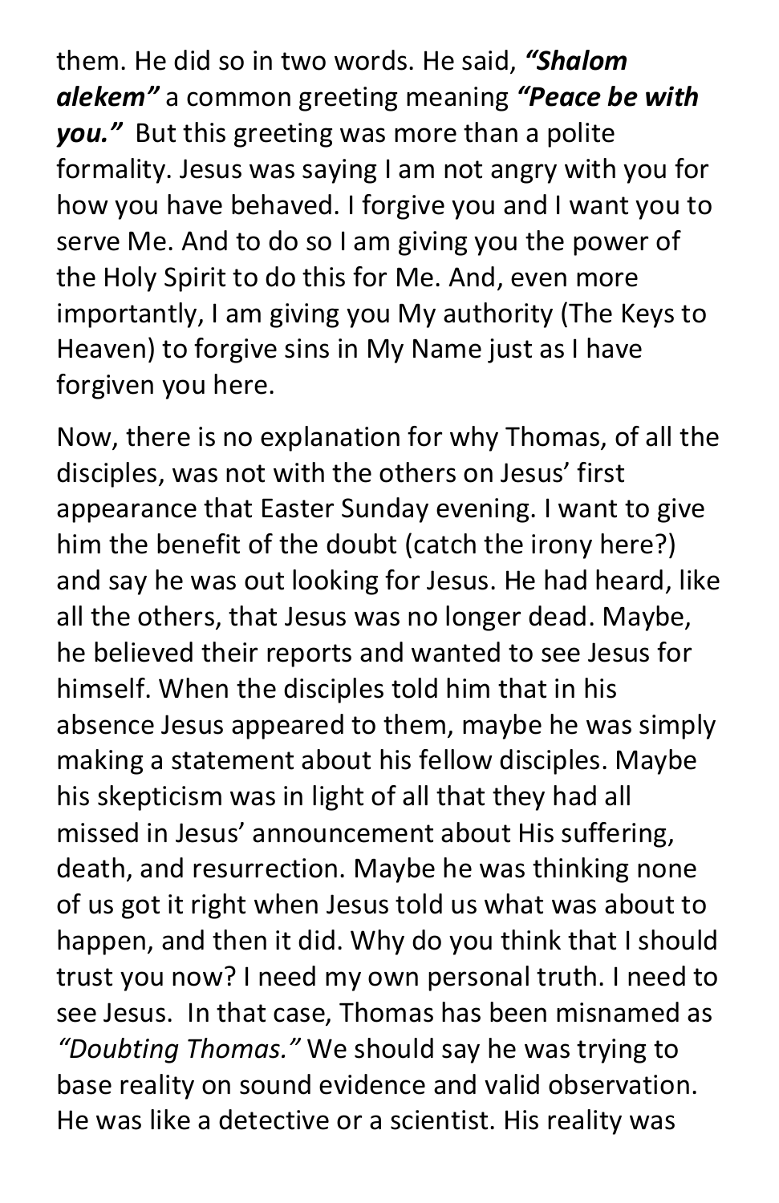them. He did so in two words. He said, ***"Shalom alekem"*** a common greeting meaning ***"Peace be with you."*** But this greeting was more than a polite formality. Jesus was saying I am not angry with you for how you have behaved. I forgive you and I want you to serve Me. And to do so I am giving you the power of the Holy Spirit to do this for Me. And, even more importantly, I am giving you My authority (The Keys to Heaven) to forgive sins in My Name just as I have forgiven you here.

Now, there is no explanation for why Thomas, of all the disciples, was not with the others on Jesus' first appearance that Easter Sunday evening. I want to give him the benefit of the doubt (catch the irony here?) and say he was out looking for Jesus. He had heard, like all the others, that Jesus was no longer dead. Maybe, he believed their reports and wanted to see Jesus for himself. When the disciples told him that in his absence Jesus appeared to them, maybe he was simply making a statement about his fellow disciples. Maybe his skepticism was in light of all that they had all missed in Jesus' announcement about His suffering, death, and resurrection. Maybe he was thinking none of us got it right when Jesus told us what was about to happen, and then it did. Why do you think that I should trust you now? I need my own personal truth. I need to see Jesus. In that case, Thomas has been misnamed as *"Doubting Thomas."* We should say he was trying to base reality on sound evidence and valid observation. He was like a detective or a scientist. His reality was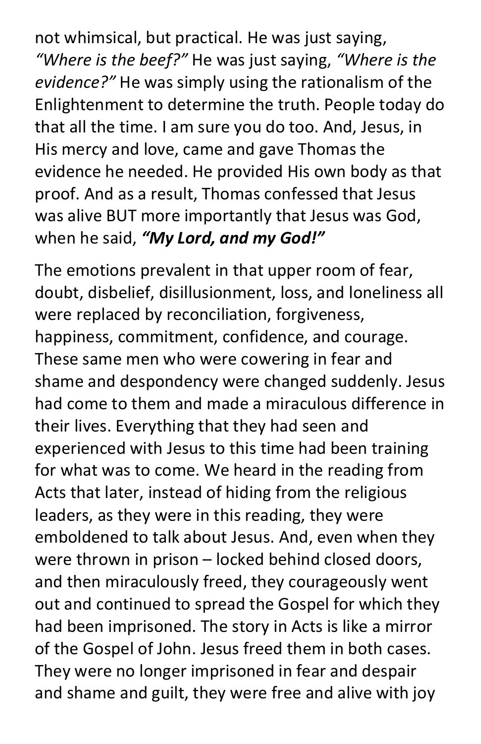not whimsical, but practical. He was just saying, *"Where is the beef?"* He was just saying, *"Where is the evidence?"* He was simply using the rationalism of the Enlightenment to determine the truth. People today do that all the time. I am sure you do too. And, Jesus, in His mercy and love, came and gave Thomas the evidence he needed. He provided His own body as that proof. And as a result, Thomas confessed that Jesus was alive BUT more importantly that Jesus was God, when he said, ***"My Lord, and my God!"***

The emotions prevalent in that upper room of fear, doubt, disbelief, disillusionment, loss, and loneliness all were replaced by reconciliation, forgiveness, happiness, commitment, confidence, and courage. These same men who were cowering in fear and shame and despondency were changed suddenly. Jesus had come to them and made a miraculous difference in their lives. Everything that they had seen and experienced with Jesus to this time had been training for what was to come. We heard in the reading from Acts that later, instead of hiding from the religious leaders, as they were in this reading, they were emboldened to talk about Jesus. And, even when they were thrown in prison – locked behind closed doors, and then miraculously freed, they courageously went out and continued to spread the Gospel for which they had been imprisoned. The story in Acts is like a mirror of the Gospel of John. Jesus freed them in both cases. They were no longer imprisoned in fear and despair and shame and guilt, they were free and alive with joy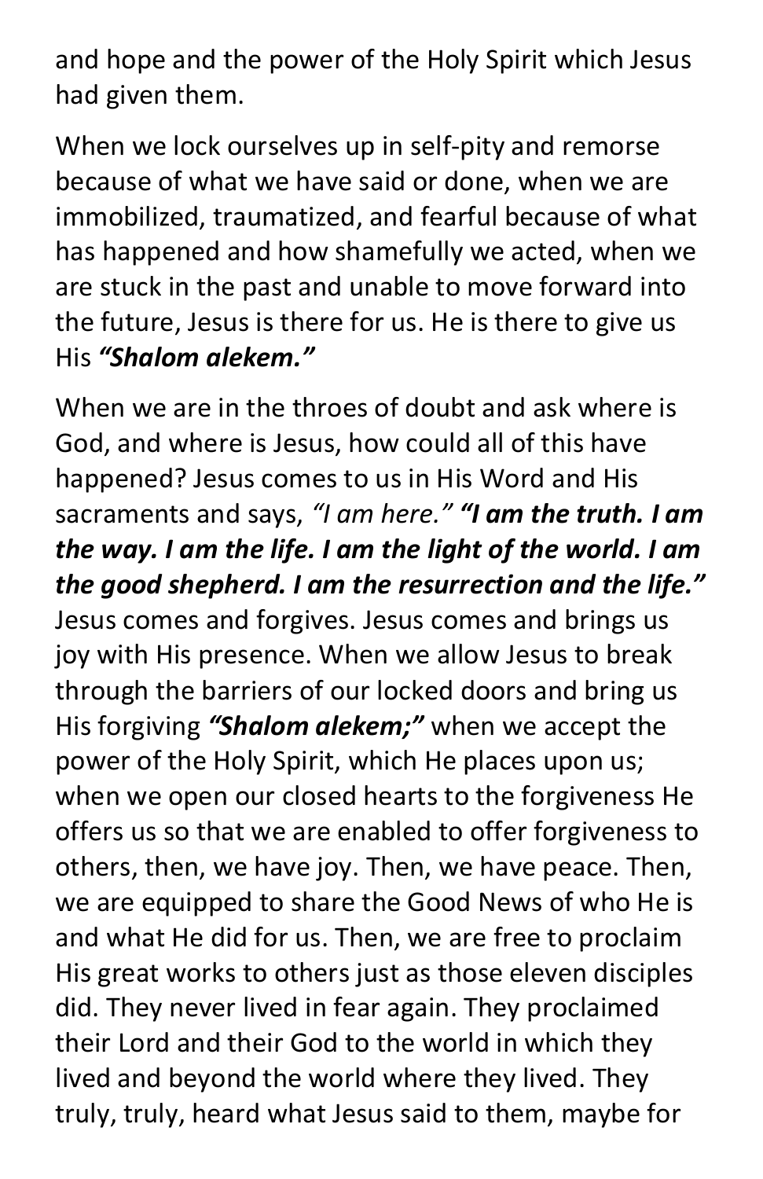and hope and the power of the Holy Spirit which Jesus had given them.

When we lock ourselves up in self-pity and remorse because of what we have said or done, when we are immobilized, traumatized, and fearful because of what has happened and how shamefully we acted, when we are stuck in the past and unable to move forward into the future, Jesus is there for us. He is there to give us His ***"Shalom alekem."***

When we are in the throes of doubt and ask where is God, and where is Jesus, how could all of this have happened? Jesus comes to us in His Word and His sacraments and says, *"I am here."* ***"I am the truth. I am the way. I am the life. I am the light of the world. I am the good shepherd. I am the resurrection and the life."*** Jesus comes and forgives. Jesus comes and brings us joy with His presence. When we allow Jesus to break through the barriers of our locked doors and bring us His forgiving ***"Shalom alekem;"*** when we accept the power of the Holy Spirit, which He places upon us; when we open our closed hearts to the forgiveness He offers us so that we are enabled to offer forgiveness to others, then, we have joy. Then, we have peace. Then, we are equipped to share the Good News of who He is and what He did for us. Then, we are free to proclaim His great works to others just as those eleven disciples did. They never lived in fear again. They proclaimed their Lord and their God to the world in which they lived and beyond the world where they lived. They truly, truly, heard what Jesus said to them, maybe for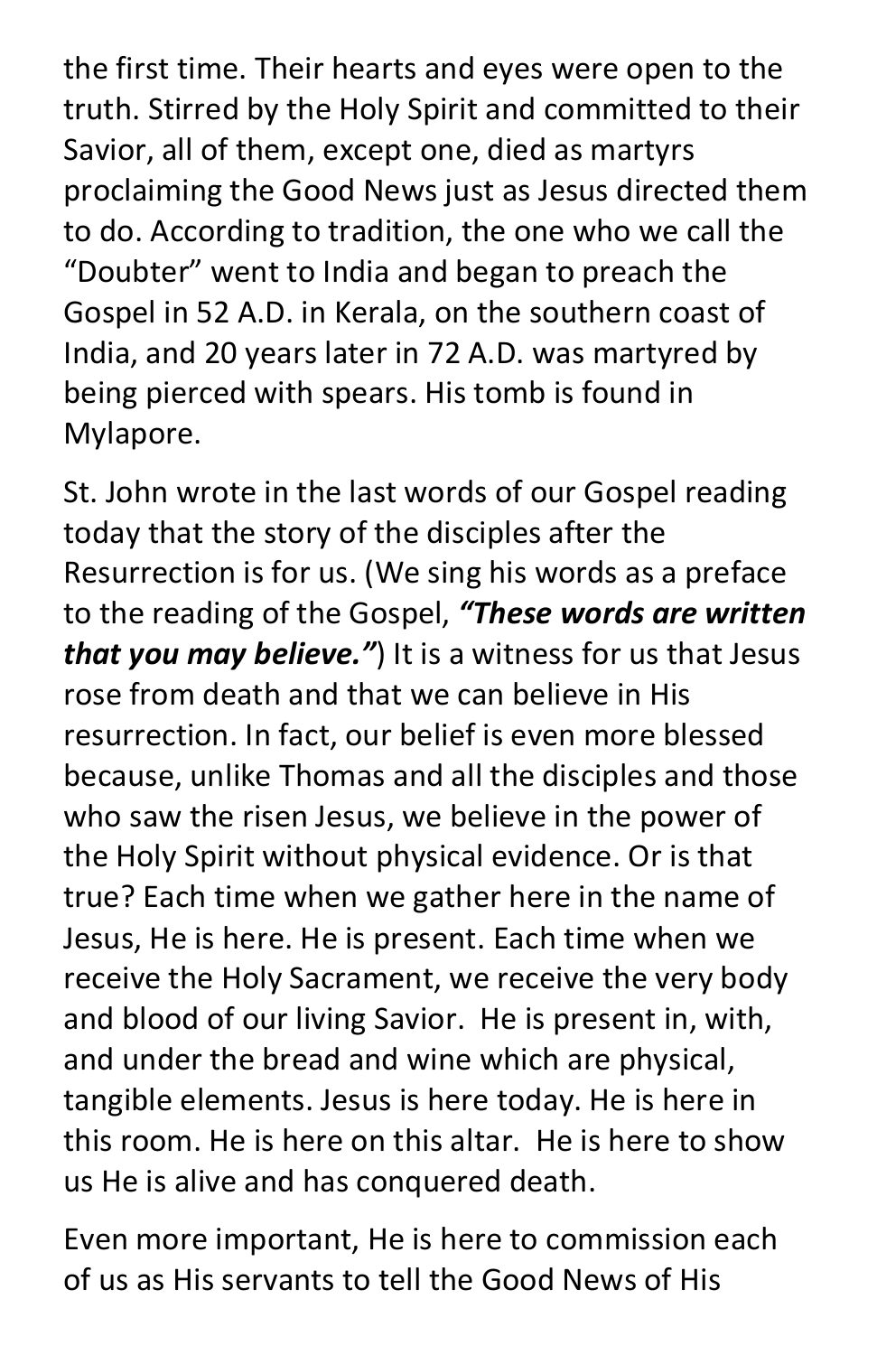the first time. Their hearts and eyes were open to the truth. Stirred by the Holy Spirit and committed to their Savior, all of them, except one, died as martyrs proclaiming the Good News just as Jesus directed them to do. According to tradition, the one who we call the "Doubter" went to India and began to preach the Gospel in 52 A.D. in Kerala, on the southern coast of India, and 20 years later in 72 A.D. was martyred by being pierced with spears. His tomb is found in Mylapore.

St. John wrote in the last words of our Gospel reading today that the story of the disciples after the Resurrection is for us. (We sing his words as a preface to the reading of the Gospel, ***"These words are written that you may believe."***) It is a witness for us that Jesus rose from death and that we can believe in His resurrection. In fact, our belief is even more blessed because, unlike Thomas and all the disciples and those who saw the risen Jesus, we believe in the power of the Holy Spirit without physical evidence. Or is that true? Each time when we gather here in the name of Jesus, He is here. He is present. Each time when we receive the Holy Sacrament, we receive the very body and blood of our living Savior. He is present in, with, and under the bread and wine which are physical, tangible elements. Jesus is here today. He is here in this room. He is here on this altar. He is here to show us He is alive and has conquered death.

Even more important, He is here to commission each of us as His servants to tell the Good News of His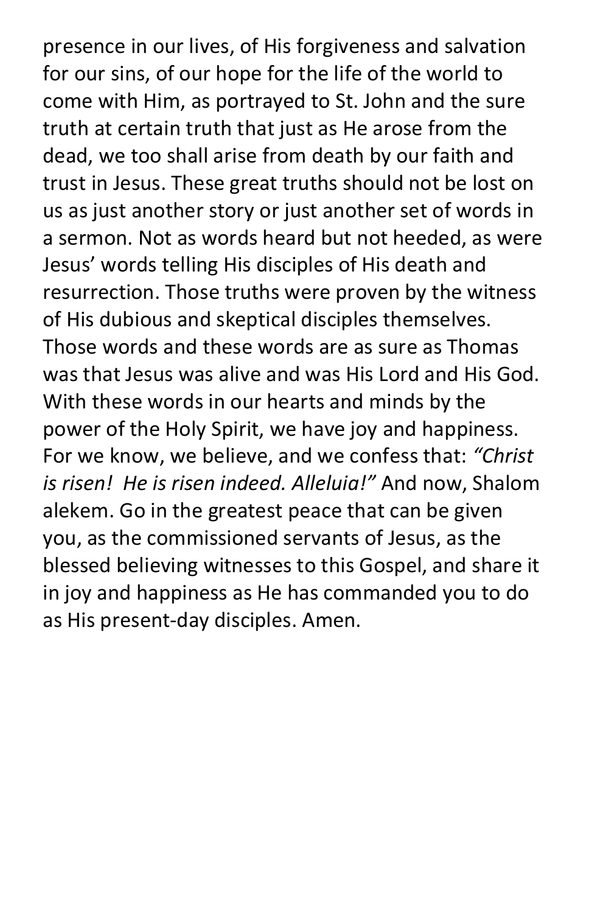presence in our lives, of His forgiveness and salvation for our sins, of our hope for the life of the world to come with Him, as portrayed to St. John and the sure truth at certain truth that just as He arose from the dead, we too shall arise from death by our faith and trust in Jesus. These great truths should not be lost on us as just another story or just another set of words in a sermon. Not as words heard but not heeded, as were Jesus' words telling His disciples of His death and resurrection. Those truths were proven by the witness of His dubious and skeptical disciples themselves. Those words and these words are as sure as Thomas was that Jesus was alive and was His Lord and His God. With these words in our hearts and minds by the power of the Holy Spirit, we have joy and happiness. For we know, we believe, and we confess that: *"Christ is risen! He is risen indeed. Alleluia!"* And now, Shalom alekem. Go in the greatest peace that can be given you, as the commissioned servants of Jesus, as the blessed believing witnesses to this Gospel, and share it in joy and happiness as He has commanded you to do as His present-day disciples. Amen.